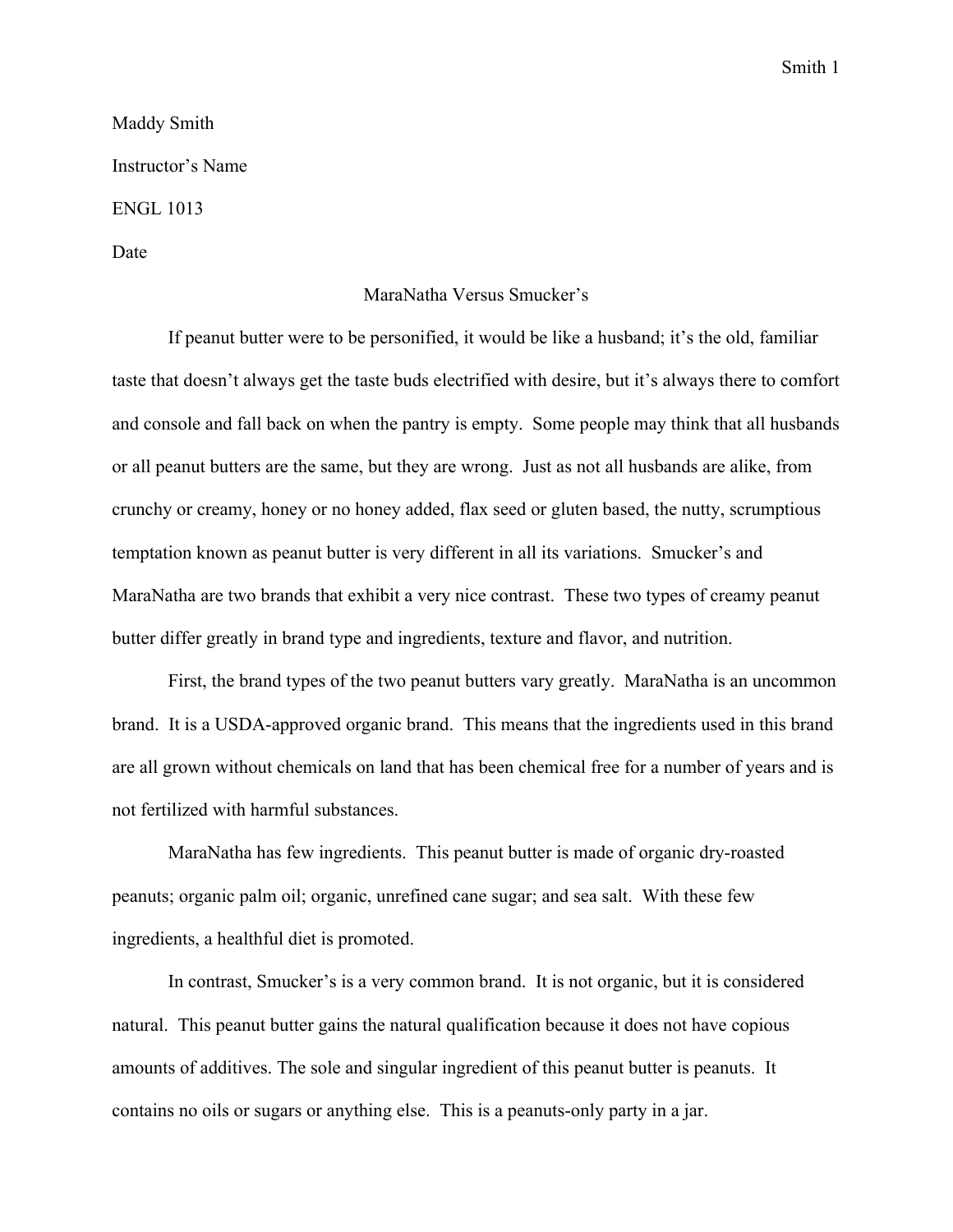Maddy Smith

Instructor's Name

ENGL 1013

Date

# MaraNatha Versus Smucker's

If peanut butter were to be personified, it would be like a husband; it's the old, familiar taste that doesn't always get the taste buds electrified with desire, but it's always there to comfort and console and fall back on when the pantry is empty. Some people may think that all husbands or all peanut butters are the same, but they are wrong. Just as not all husbands are alike, from crunchy or creamy, honey or no honey added, flax seed or gluten based, the nutty, scrumptious temptation known as peanut butter is very different in all its variations. Smucker's and MaraNatha are two brands that exhibit a very nice contrast. These two types of creamy peanut butter differ greatly in brand type and ingredients, texture and flavor, and nutrition.

First, the brand types of the two peanut butters vary greatly. MaraNatha is an uncommon brand. It is a USDA-approved organic brand. This means that the ingredients used in this brand are all grown without chemicals on land that has been chemical free for a number of years and is not fertilized with harmful substances.

MaraNatha has few ingredients. This peanut butter is made of organic dry-roasted peanuts; organic palm oil; organic, unrefined cane sugar; and sea salt. With these few ingredients, a healthful diet is promoted.

In contrast, Smucker's is a very common brand. It is not organic, but it is considered natural. This peanut butter gains the natural qualification because it does not have copious amounts of additives. The sole and singular ingredient of this peanut butter is peanuts. It contains no oils or sugars or anything else. This is a peanuts-only party in a jar.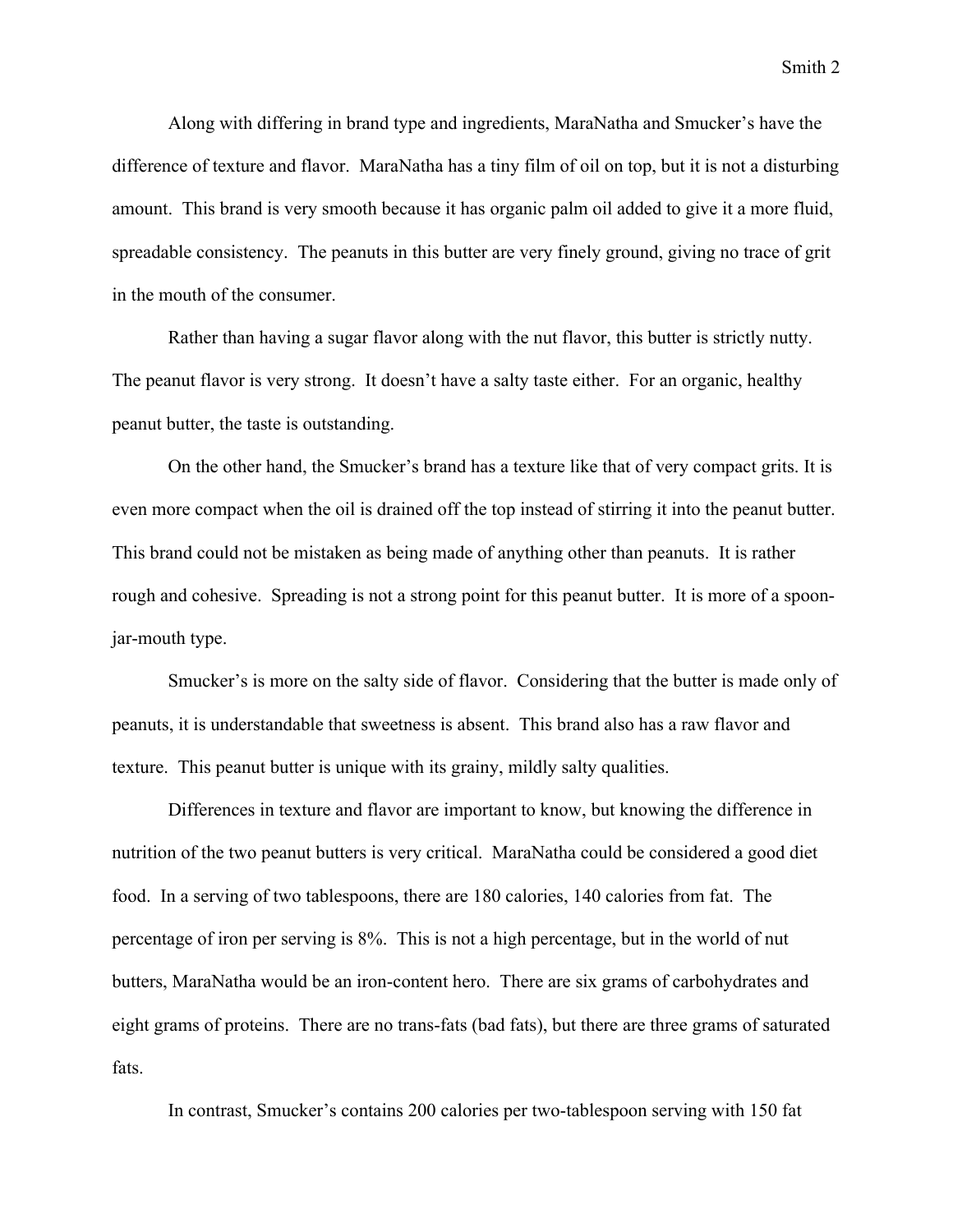Along with differing in brand type and ingredients, MaraNatha and Smucker's have the difference of texture and flavor. MaraNatha has a tiny film of oil on top, but it is not a disturbing amount. This brand is very smooth because it has organic palm oil added to give it a more fluid, spreadable consistency. The peanuts in this butter are very finely ground, giving no trace of grit in the mouth of the consumer.

Rather than having a sugar flavor along with the nut flavor, this butter is strictly nutty. The peanut flavor is very strong. It doesn't have a salty taste either. For an organic, healthy peanut butter, the taste is outstanding.

On the other hand, the Smucker's brand has a texture like that of very compact grits. It is even more compact when the oil is drained off the top instead of stirring it into the peanut butter. This brand could not be mistaken as being made of anything other than peanuts. It is rather rough and cohesive. Spreading is not a strong point for this peanut butter. It is more of a spoon-jar-mouth type.

Smucker's is more on the salty side of flavor. Considering that the butter is made only of peanuts, it is understandable that sweetness is absent. This brand also has a raw flavor and texture. This peanut butter is unique with its grainy, mildly salty qualities.

Differences in texture and flavor are important to know, but knowing the difference in nutrition of the two peanut butters is very critical. MaraNatha could be considered a good diet food. In a serving of two tablespoons, there are 180 calories, 140 calories from fat. The percentage of iron per serving is 8%. This is not a high percentage, but in the world of nut butters, MaraNatha would be an iron-content hero. There are six grams of carbohydrates and eight grams of proteins. There are no trans-fats (bad fats), but there are three grams of saturated fats.

In contrast, Smucker's contains 200 calories per two-tablespoon serving with 150 fat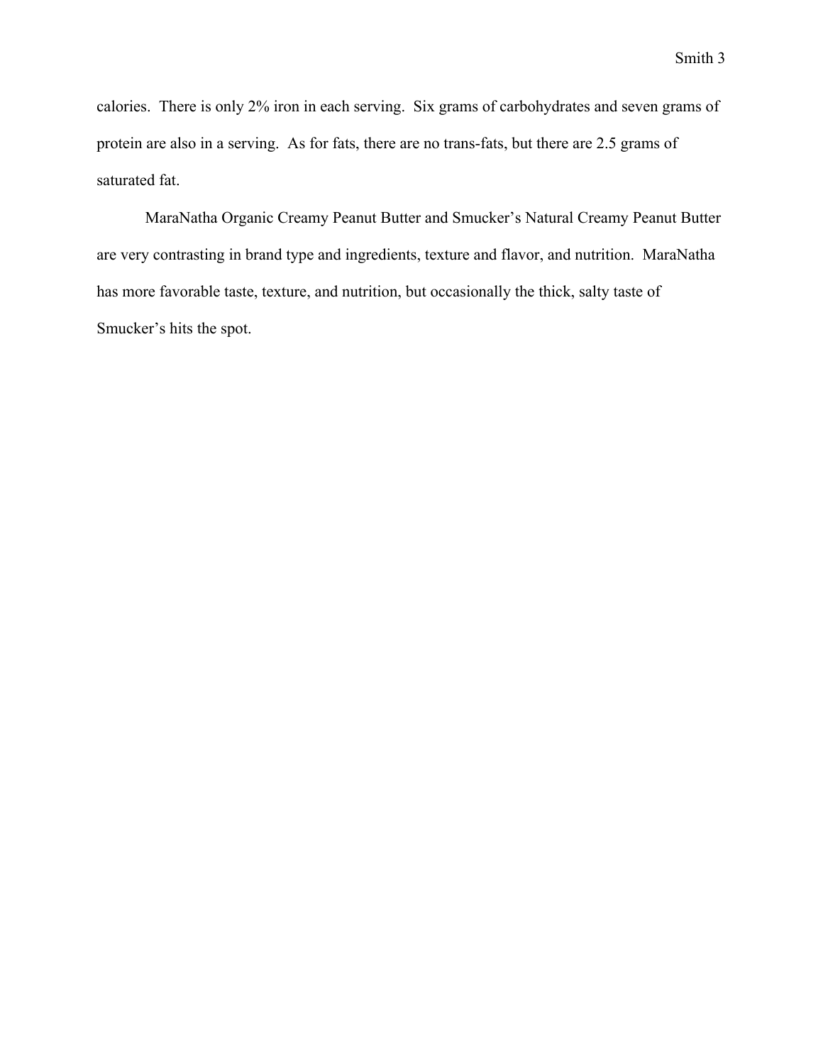calories. There is only 2% iron in each serving. Six grams of carbohydrates and seven grams of protein are also in a serving. As for fats, there are no trans-fats, but there are 2.5 grams of saturated fat.

MaraNatha Organic Creamy Peanut Butter and Smucker's Natural Creamy Peanut Butter are very contrasting in brand type and ingredients, texture and flavor, and nutrition. MaraNatha has more favorable taste, texture, and nutrition, but occasionally the thick, salty taste of Smucker's hits the spot.